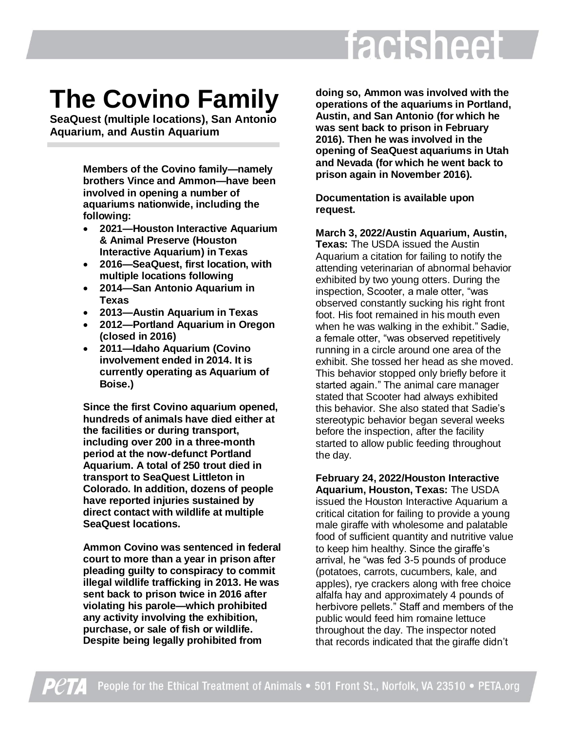# The Covino Family

**SeaQuest (multiple locations), San Antonio Aquarium, and Austin Aquarium**

**Members of the Covino family—namely brothers Vince and Ammon—have been involved in opening a number of aquariums nationwide, including the following:**

- **2021—Houston Interactive Aquarium & Animal Preserve (Houston Interactive Aquarium) in Texas**
- **2016—SeaQuest, first location, with multiple locations following**
- **2014—San Antonio Aquarium in Texas**
- **2013—Austin Aquarium in Texas**
- **2012—Portland Aquarium in Oregon (closed in 2016)**
- **2011—Idaho Aquarium (Covino involvement ended in 2014. It is currently operating as Aquarium of Boise.)**

**Since the first Covino aquarium opened, hundreds of animals have died either at the facilities or during transport, including over 200 in a three-month period at the now-defunct Portland Aquarium. A total of 250 trout died in transport to SeaQuest Littleton in Colorado. In addition, dozens of people have reported injuries sustained by direct contact with wildlife at multiple SeaQuest locations.**

**Ammon Covino was sentenced in federal court to more than a year in prison after pleading guilty to conspiracy to commit illegal wildlife trafficking in 2013. He was sent back to prison twice in 2016 after violating his parole—which prohibited any activity involving the exhibition, purchase, or sale of fish or wildlife. Despite being legally prohibited from doing so, Ammon was involved with the operations of the aquariums in Portland, Austin, and San Antonio (for which he was sent back to prison in February 2016). Then he was involved in the opening of SeaQuest aquariums in Utah and Nevada (for which he went back to prison again in November 2016).**

**Documentation is available upon request.**

**March 3, 2022/Austin Aquarium, Austin, Texas:** The USDA issued the Austin Aquarium a citation for failing to notify the attending veterinarian of abnormal behavior exhibited by two young otters. During the inspection, Scooter, a male otter, "was observed constantly sucking his right front foot. His foot remained in his mouth even when he was walking in the exhibit." Sadie, a female otter, "was observed repetitively running in a circle around one area of the exhibit. She tossed her head as she moved. This behavior stopped only briefly before it started again." The animal care manager stated that Scooter had always exhibited this behavior. She also stated that Sadie's stereotypic behavior began several weeks before the inspection, after the facility started to allow public feeding throughout the day.

**February 24, 2022/Houston Interactive Aquarium, Houston, Texas:** The USDA issued the Houston Interactive Aquarium a critical citation for failing to provide a young male giraffe with wholesome and palatable food of sufficient quantity and nutritive value to keep him healthy. Since the giraffe's arrival, he "was fed 3-5 pounds of produce (potatoes, carrots, cucumbers, kale, and apples), rye crackers along with free choice alfalfa hay and approximately 4 pounds of herbivore pellets." Staff and members of the public would feed him romaine lettuce throughout the day. The inspector noted that records indicated that the giraffe didn't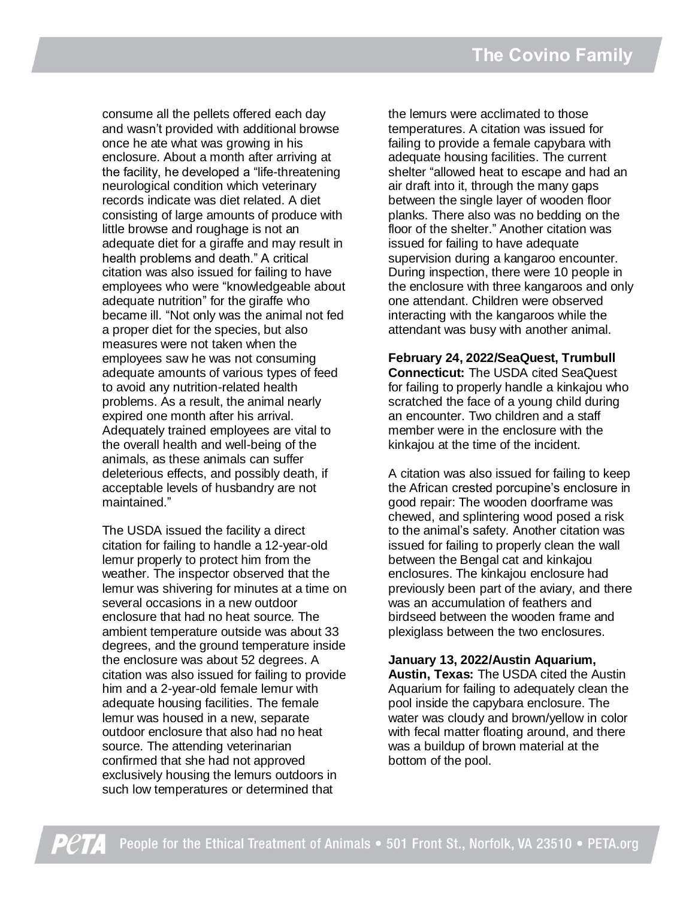consume all the pellets offered each day and wasn't provided with additional browse once he ate what was growing in his enclosure. About a month after arriving at the facility, he developed a "life-threatening neurological condition which veterinary records indicate was diet related. A diet consisting of large amounts of produce with little browse and roughage is not an adequate diet for a giraffe and may result in health problems and death." A critical citation was also issued for failing to have employees who were "knowledgeable about adequate nutrition" for the giraffe who became ill. "Not only was the animal not fed a proper diet for the species, but also measures were not taken when the employees saw he was not consuming adequate amounts of various types of feed to avoid any nutrition-related health problems. As a result, the animal nearly expired one month after his arrival. Adequately trained employees are vital to the overall health and well-being of the animals, as these animals can suffer deleterious effects, and possibly death, if acceptable levels of husbandry are not maintained."

The USDA issued the facility a direct citation for failing to handle a 12-year-old lemur properly to protect him from the weather. The inspector observed that the lemur was shivering for minutes at a time on several occasions in a new outdoor enclosure that had no heat source. The ambient temperature outside was about 33 degrees, and the ground temperature inside the enclosure was about 52 degrees. A citation was also issued for failing to provide him and a 2-year-old female lemur with adequate housing facilities. The female lemur was housed in a new, separate outdoor enclosure that also had no heat source. The attending veterinarian confirmed that she had not approved exclusively housing the lemurs outdoors in such low temperatures or determined that the lemurs were acclimated to those temperatures. A citation was issued for failing to provide a female capybara with adequate housing facilities. The current shelter "allowed heat to escape and had an air draft into it, through the many gaps between the single layer of wooden floor planks. There also was no bedding on the floor of the shelter." Another citation was issued for failing to have adequate supervision during a kangaroo encounter. During inspection, there were 10 people in the enclosure with three kangaroos and only one attendant. Children were observed interacting with the kangaroos while the attendant was busy with another animal.

**February 24, 2022/SeaQuest, Trumbull Connecticut:** The USDA cited SeaQuest for failing to properly handle a kinkajou who scratched the face of a young child during an encounter. Two children and a staff member were in the enclosure with the kinkajou at the time of the incident.

A citation was also issued for failing to keep the African crested porcupine's enclosure in good repair: The wooden doorframe was chewed, and splintering wood posed a risk to the animal's safety. Another citation was issued for failing to properly clean the wall between the Bengal cat and kinkajou enclosures. The kinkajou enclosure had previously been part of the aviary, and there was an accumulation of feathers and birdseed between the wooden frame and plexiglass between the two enclosures.

**January 13, 2022/Austin Aquarium, Austin, Texas:** The USDA cited the Austin Aquarium for failing to adequately clean the pool inside the capybara enclosure. The water was cloudy and brown/yellow in color with fecal matter floating around, and there was a buildup of brown material at the bottom of the pool.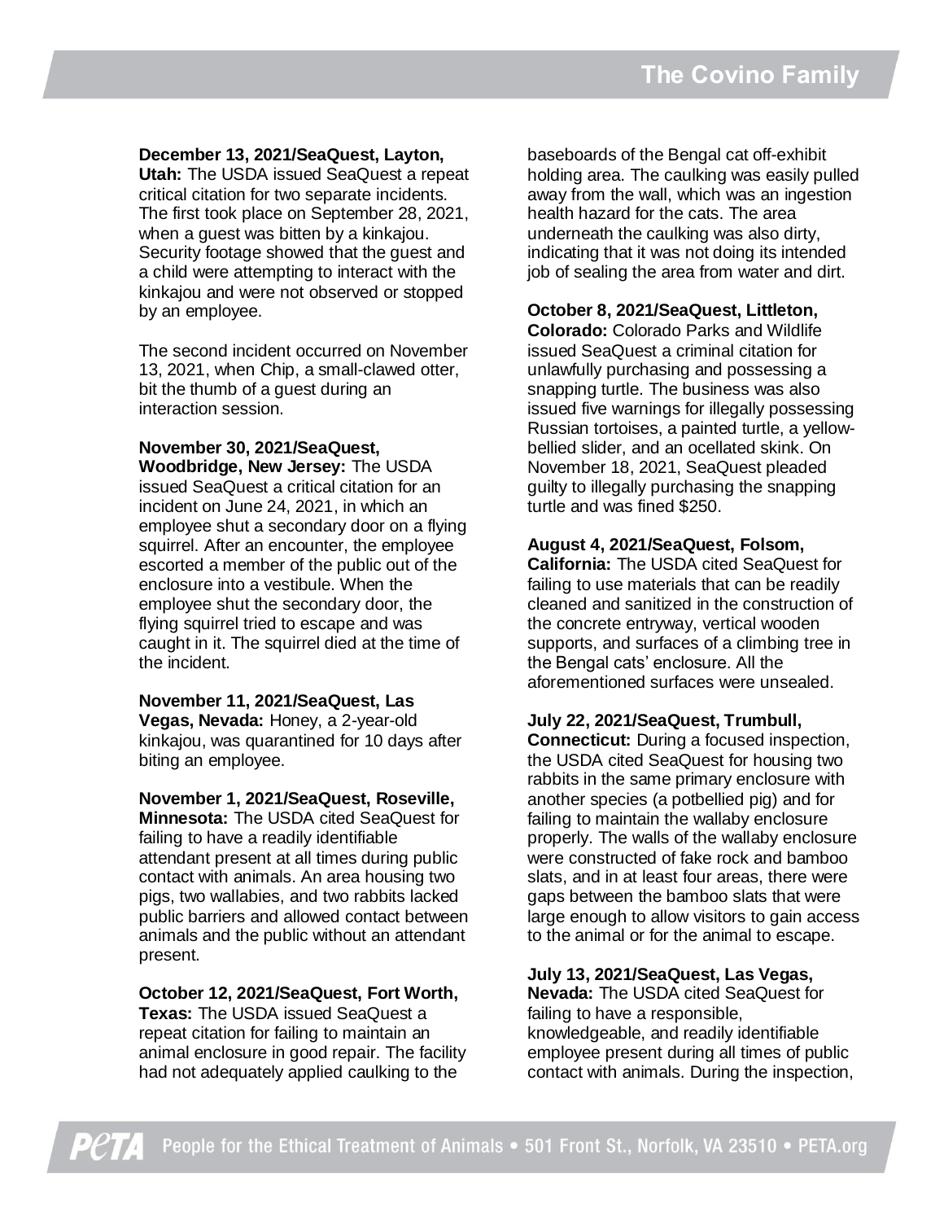**December 13, 2021/SeaQuest, Layton, Utah:** The USDA issued SeaQuest a repeat critical citation for two separate incidents. The first took place on September 28, 2021, when a guest was bitten by a kinkajou. Security footage showed that the guest and a child were attempting to interact with the kinkajou and were not observed or stopped by an employee.

The second incident occurred on November 13, 2021, when Chip, a small-clawed otter, bit the thumb of a guest during an interaction session.

**November 30, 2021/SeaQuest, Woodbridge, New Jersey:** The USDA issued SeaQuest a critical citation for an incident on June 24, 2021, in which an employee shut a secondary door on a flying squirrel. After an encounter, the employee escorted a member of the public out of the enclosure into a vestibule. When the employee shut the secondary door, the flying squirrel tried to escape and was caught in it. The squirrel died at the time of the incident.

**November 11, 2021/SeaQuest, Las Vegas, Nevada:** Honey, a 2-year-old kinkajou, was quarantined for 10 days after biting an employee.

**November 1, 2021/SeaQuest, Roseville, Minnesota:** The USDA cited SeaQuest for failing to have a readily identifiable attendant present at all times during public contact with animals. An area housing two pigs, two wallabies, and two rabbits lacked public barriers and allowed contact between animals and the public without an attendant present.

**October 12, 2021/SeaQuest, Fort Worth, Texas:** The USDA issued SeaQuest a repeat citation for failing to maintain an animal enclosure in good repair. The facility had not adequately applied caulking to the baseboards of the Bengal cat off-exhibit holding area. The caulking was easily pulled away from the wall, which was an ingestion health hazard for the cats. The area underneath the caulking was also dirty, indicating that it was not doing its intended job of sealing the area from water and dirt.

**October 8, 2021/SeaQuest, Littleton, Colorado:** Colorado Parks and Wildlife issued SeaQuest a criminal citation for unlawfully purchasing and possessing a snapping turtle. The business was also issued five warnings for illegally possessing Russian tortoises, a painted turtle, a yellow-bellied slider, and an ocellated skink. On November 18, 2021, SeaQuest pleaded guilty to illegally purchasing the snapping turtle and was fined $250.

**August 4, 2021/SeaQuest, Folsom, California:** The USDA cited SeaQuest for failing to use materials that can be readily cleaned and sanitized in the construction of the concrete entryway, vertical wooden supports, and surfaces of a climbing tree in the Bengal cats' enclosure. All the aforementioned surfaces were unsealed.

**July 22, 2021/SeaQuest, Trumbull, Connecticut:** During a focused inspection, the USDA cited SeaQuest for housing two rabbits in the same primary enclosure with another species (a potbellied pig) and for failing to maintain the wallaby enclosure properly. The walls of the wallaby enclosure were constructed of fake rock and bamboo slats, and in at least four areas, there were gaps between the bamboo slats that were large enough to allow visitors to gain access to the animal or for the animal to escape.

**July 13, 2021/SeaQuest, Las Vegas, Nevada:** The USDA cited SeaQuest for failing to have a responsible, knowledgeable, and readily identifiable employee present during all times of public contact with animals. During the inspection,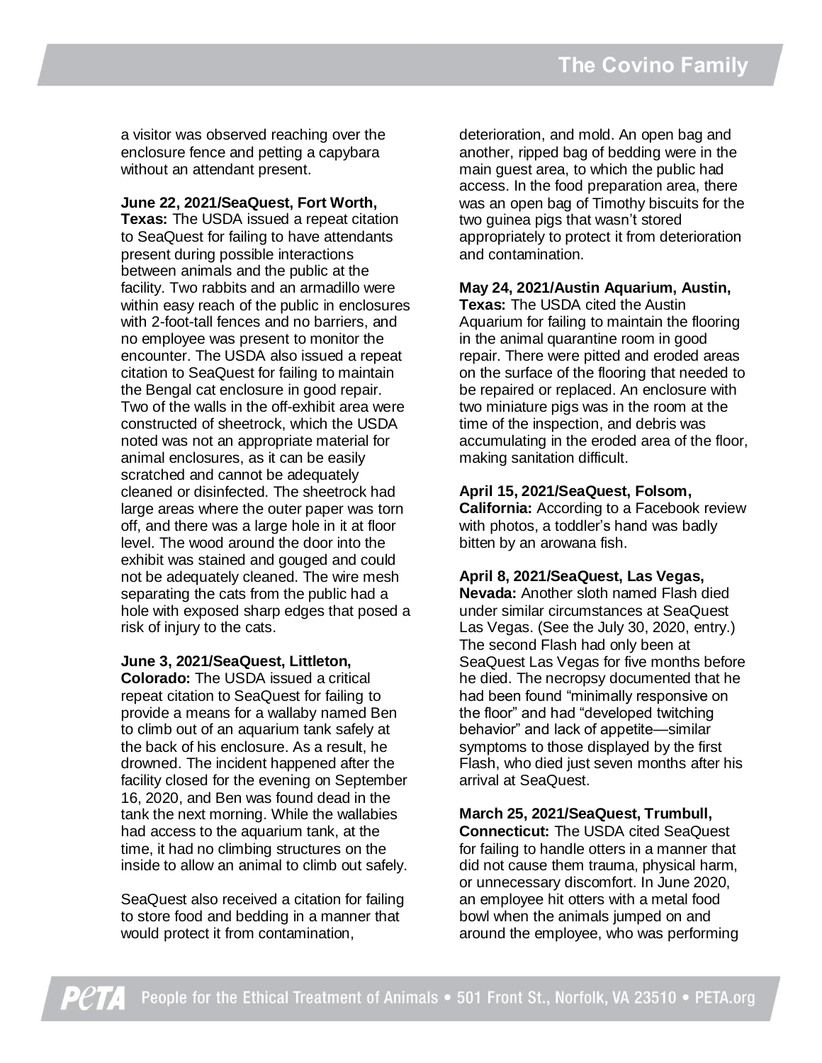a visitor was observed reaching over the enclosure fence and petting a capybara without an attendant present.

**June 22, 2021/SeaQuest, Fort Worth, Texas:** The USDA issued a repeat citation to SeaQuest for failing to have attendants present during possible interactions between animals and the public at the facility. Two rabbits and an armadillo were within easy reach of the public in enclosures with 2-foot-tall fences and no barriers, and no employee was present to monitor the encounter. The USDA also issued a repeat citation to SeaQuest for failing to maintain the Bengal cat enclosure in good repair. Two of the walls in the off-exhibit area were constructed of sheetrock, which the USDA noted was not an appropriate material for animal enclosures, as it can be easily scratched and cannot be adequately cleaned or disinfected. The sheetrock had large areas where the outer paper was torn off, and there was a large hole in it at floor level. The wood around the door into the exhibit was stained and gouged and could not be adequately cleaned. The wire mesh separating the cats from the public had a hole with exposed sharp edges that posed a risk of injury to the cats.

**June 3, 2021/SeaQuest, Littleton, Colorado:** The USDA issued a critical repeat citation to SeaQuest for failing to provide a means for a wallaby named Ben to climb out of an aquarium tank safely at the back of his enclosure. As a result, he drowned. The incident happened after the facility closed for the evening on September 16, 2020, and Ben was found dead in the tank the next morning. While the wallabies had access to the aquarium tank, at the time, it had no climbing structures on the inside to allow an animal to climb out safely.

SeaQuest also received a citation for failing to store food and bedding in a manner that would protect it from contamination, deterioration, and mold. An open bag and another, ripped bag of bedding were in the main guest area, to which the public had access. In the food preparation area, there was an open bag of Timothy biscuits for the two guinea pigs that wasn't stored appropriately to protect it from deterioration and contamination.

**May 24, 2021/Austin Aquarium, Austin, Texas:** The USDA cited the Austin Aquarium for failing to maintain the flooring in the animal quarantine room in good repair. There were pitted and eroded areas on the surface of the flooring that needed to be repaired or replaced. An enclosure with two miniature pigs was in the room at the time of the inspection, and debris was accumulating in the eroded area of the floor, making sanitation difficult.

**April 15, 2021/SeaQuest, Folsom, California:** According to a Facebook review with photos, a toddler's hand was badly bitten by an arowana fish.

**April 8, 2021/SeaQuest, Las Vegas, Nevada:** Another sloth named Flash died under similar circumstances at SeaQuest Las Vegas. (See the July 30, 2020, entry.) The second Flash had only been at SeaQuest Las Vegas for five months before he died. The necropsy documented that he had been found "minimally responsive on the floor" and had "developed twitching behavior" and lack of appetite—similar symptoms to those displayed by the first Flash, who died just seven months after his arrival at SeaQuest.

**March 25, 2021/SeaQuest, Trumbull, Connecticut:** The USDA cited SeaQuest for failing to handle otters in a manner that did not cause them trauma, physical harm, or unnecessary discomfort. In June 2020, an employee hit otters with a metal food bowl when the animals jumped on and around the employee, who was performing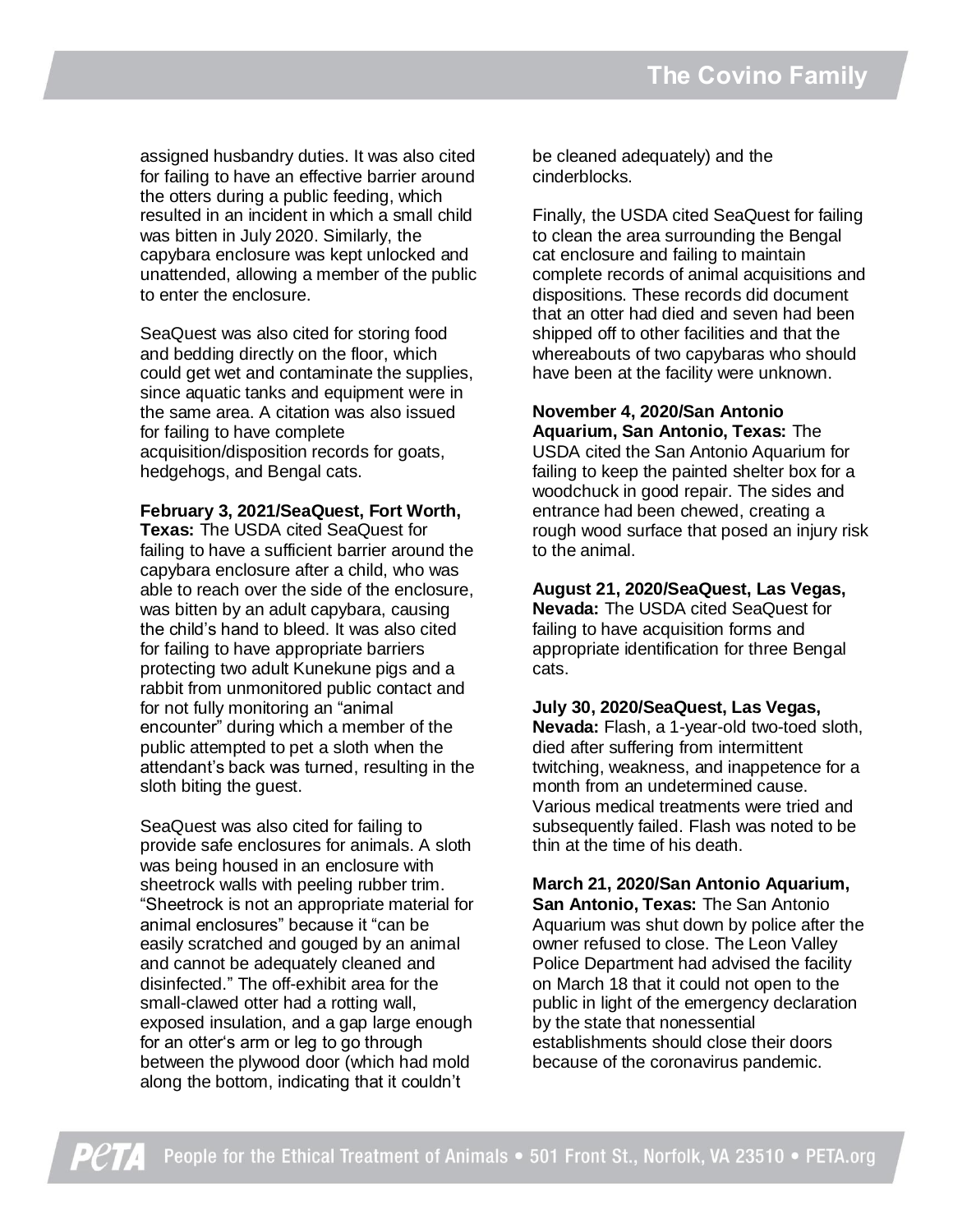assigned husbandry duties. It was also cited for failing to have an effective barrier around the otters during a public feeding, which resulted in an incident in which a small child was bitten in July 2020. Similarly, the capybara enclosure was kept unlocked and unattended, allowing a member of the public to enter the enclosure.

SeaQuest was also cited for storing food and bedding directly on the floor, which could get wet and contaminate the supplies, since aquatic tanks and equipment were in the same area. A citation was also issued for failing to have complete acquisition/disposition records for goats, hedgehogs, and Bengal cats.

**February 3, 2021/SeaQuest, Fort Worth, Texas:** The USDA cited SeaQuest for failing to have a sufficient barrier around the capybara enclosure after a child, who was able to reach over the side of the enclosure, was bitten by an adult capybara, causing the child's hand to bleed. It was also cited for failing to have appropriate barriers protecting two adult Kunekune pigs and a rabbit from unmonitored public contact and for not fully monitoring an "animal encounter" during which a member of the public attempted to pet a sloth when the attendant's back was turned, resulting in the sloth biting the guest.

SeaQuest was also cited for failing to provide safe enclosures for animals. A sloth was being housed in an enclosure with sheetrock walls with peeling rubber trim. "Sheetrock is not an appropriate material for animal enclosures" because it "can be easily scratched and gouged by an animal and cannot be adequately cleaned and disinfected." The off-exhibit area for the small-clawed otter had a rotting wall, exposed insulation, and a gap large enough for an otter's arm or leg to go through between the plywood door (which had mold along the bottom, indicating that it couldn't be cleaned adequately) and the cinderblocks.

Finally, the USDA cited SeaQuest for failing to clean the area surrounding the Bengal cat enclosure and failing to maintain complete records of animal acquisitions and dispositions. These records did document that an otter had died and seven had been shipped off to other facilities and that the whereabouts of two capybaras who should have been at the facility were unknown.

**November 4, 2020/San Antonio Aquarium, San Antonio, Texas:** The USDA cited the San Antonio Aquarium for failing to keep the painted shelter box for a woodchuck in good repair. The sides and entrance had been chewed, creating a rough wood surface that posed an injury risk to the animal.

**August 21, 2020/SeaQuest, Las Vegas, Nevada:** The USDA cited SeaQuest for failing to have acquisition forms and appropriate identification for three Bengal cats.

**July 30, 2020/SeaQuest, Las Vegas, Nevada:** Flash, a 1-year-old two-toed sloth, died after suffering from intermittent twitching, weakness, and inappetence for a month from an undetermined cause. Various medical treatments were tried and subsequently failed. Flash was noted to be thin at the time of his death.

**March 21, 2020/San Antonio Aquarium, San Antonio, Texas:** The San Antonio Aquarium was shut down by police after the owner refused to close. The Leon Valley Police Department had advised the facility on March 18 that it could not open to the public in light of the emergency declaration by the state that nonessential establishments should close their doors because of the coronavirus pandemic.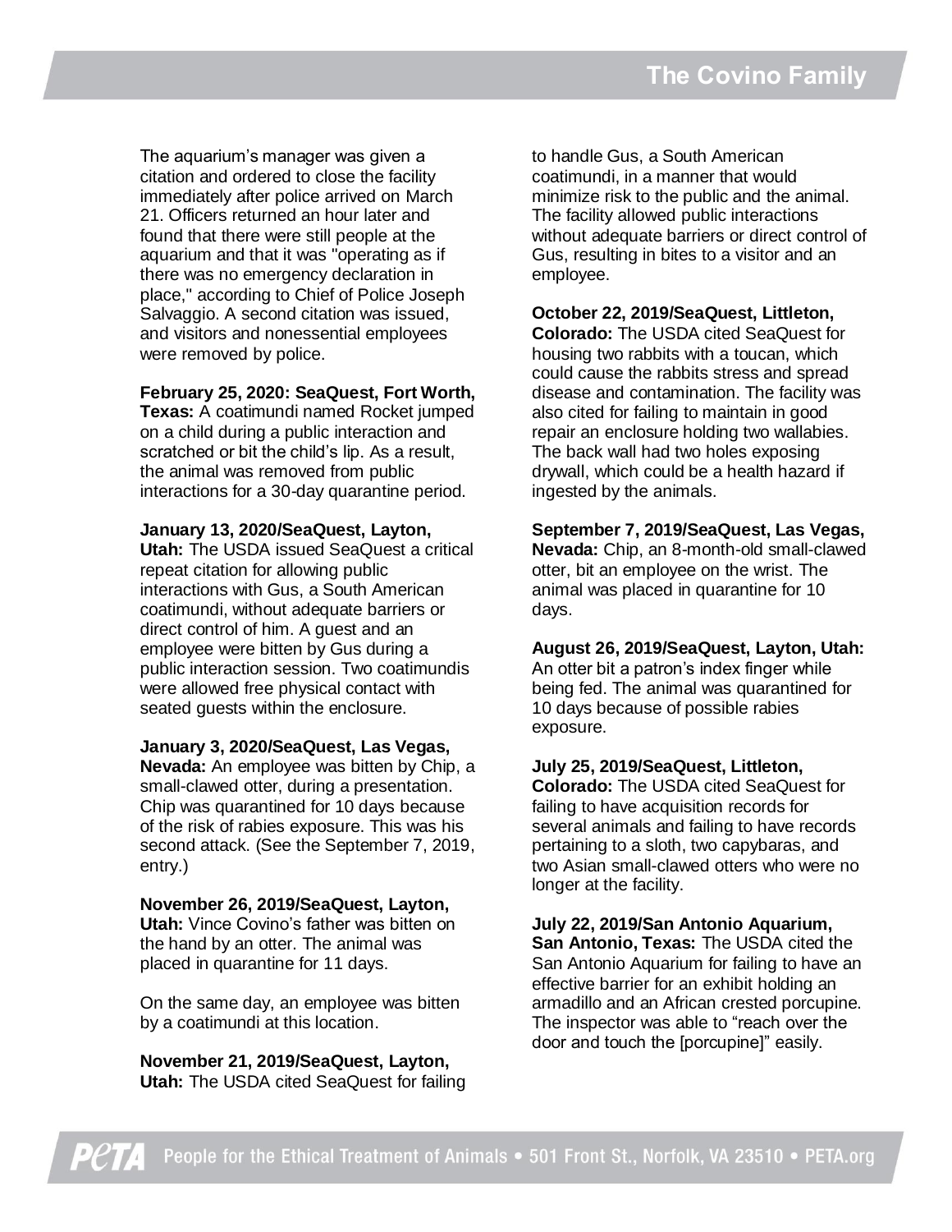The aquarium's manager was given a citation and ordered to close the facility immediately after police arrived on March 21. Officers returned an hour later and found that there were still people at the aquarium and that it was "operating as if there was no emergency declaration in place," according to Chief of Police Joseph Salvaggio. A second citation was issued, and visitors and nonessential employees were removed by police.

**February 25, 2020: SeaQuest, Fort Worth, Texas:** A coatimundi named Rocket jumped on a child during a public interaction and scratched or bit the child's lip. As a result, the animal was removed from public interactions for a 30-day quarantine period.

**January 13, 2020/SeaQuest, Layton, Utah:** The USDA issued SeaQuest a critical repeat citation for allowing public interactions with Gus, a South American coatimundi, without adequate barriers or direct control of him. A guest and an employee were bitten by Gus during a public interaction session. Two coatimundis were allowed free physical contact with seated guests within the enclosure.

**January 3, 2020/SeaQuest, Las Vegas, Nevada:** An employee was bitten by Chip, a small-clawed otter, during a presentation. Chip was quarantined for 10 days because of the risk of rabies exposure. This was his second attack. (See the September 7, 2019, entry.)

**November 26, 2019/SeaQuest, Layton, Utah:** Vince Covino's father was bitten on the hand by an otter. The animal was placed in quarantine for 11 days.

On the same day, an employee was bitten by a coatimundi at this location.

**November 21, 2019/SeaQuest, Layton, Utah:** The USDA cited SeaQuest for failing to handle Gus, a South American coatimundi, in a manner that would minimize risk to the public and the animal. The facility allowed public interactions without adequate barriers or direct control of Gus, resulting in bites to a visitor and an employee.

**October 22, 2019/SeaQuest, Littleton, Colorado:** The USDA cited SeaQuest for housing two rabbits with a toucan, which could cause the rabbits stress and spread disease and contamination. The facility was also cited for failing to maintain in good repair an enclosure holding two wallabies. The back wall had two holes exposing drywall, which could be a health hazard if ingested by the animals.

**September 7, 2019/SeaQuest, Las Vegas, Nevada:** Chip, an 8-month-old small-clawed otter, bit an employee on the wrist. The animal was placed in quarantine for 10 days.

**August 26, 2019/SeaQuest, Layton, Utah:** An otter bit a patron's index finger while being fed. The animal was quarantined for 10 days because of possible rabies exposure.

**July 25, 2019/SeaQuest, Littleton, Colorado:** The USDA cited SeaQuest for failing to have acquisition records for several animals and failing to have records pertaining to a sloth, two capybaras, and two Asian small-clawed otters who were no longer at the facility.

**July 22, 2019/San Antonio Aquarium, San Antonio, Texas:** The USDA cited the San Antonio Aquarium for failing to have an effective barrier for an exhibit holding an armadillo and an African crested porcupine. The inspector was able to "reach over the door and touch the [porcupine]" easily.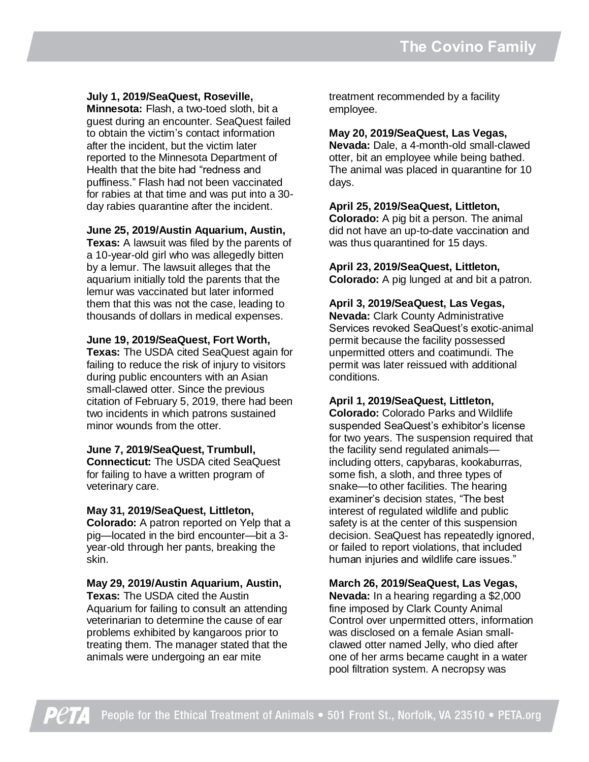**July 1, 2019/SeaQuest, Roseville, Minnesota:** Flash, a two-toed sloth, bit a guest during an encounter. SeaQuest failed to obtain the victim's contact information after the incident, but the victim later reported to the Minnesota Department of Health that the bite had "redness and puffiness." Flash had not been vaccinated for rabies at that time and was put into a 30-day rabies quarantine after the incident.

**June 25, 2019/Austin Aquarium, Austin, Texas:** A lawsuit was filed by the parents of a 10-year-old girl who was allegedly bitten by a lemur. The lawsuit alleges that the aquarium initially told the parents that the lemur was vaccinated but later informed them that this was not the case, leading to thousands of dollars in medical expenses.

**June 19, 2019/SeaQuest, Fort Worth, Texas:** The USDA cited SeaQuest again for failing to reduce the risk of injury to visitors during public encounters with an Asian small-clawed otter. Since the previous citation of February 5, 2019, there had been two incidents in which patrons sustained minor wounds from the otter.

**June 7, 2019/SeaQuest, Trumbull, Connecticut:** The USDA cited SeaQuest for failing to have a written program of veterinary care.

**May 31, 2019/SeaQuest, Littleton, Colorado:** A patron reported on Yelp that a pig—located in the bird encounter—bit a 3-year-old through her pants, breaking the skin.

**May 29, 2019/Austin Aquarium, Austin, Texas:** The USDA cited the Austin Aquarium for failing to consult an attending veterinarian to determine the cause of ear problems exhibited by kangaroos prior to treating them. The manager stated that the animals were undergoing an ear mite treatment recommended by a facility employee.

**May 20, 2019/SeaQuest, Las Vegas, Nevada:** Dale, a 4-month-old small-clawed otter, bit an employee while being bathed. The animal was placed in quarantine for 10 days.

**April 25, 2019/SeaQuest, Littleton, Colorado:** A pig bit a person. The animal did not have an up-to-date vaccination and was thus quarantined for 15 days.

**April 23, 2019/SeaQuest, Littleton, Colorado:** A pig lunged at and bit a patron.

**April 3, 2019/SeaQuest, Las Vegas, Nevada:** Clark County Administrative Services revoked SeaQuest's exotic-animal permit because the facility possessed unpermitted otters and coatimundi. The permit was later reissued with additional conditions.

**April 1, 2019/SeaQuest, Littleton, Colorado:** Colorado Parks and Wildlife suspended SeaQuest's exhibitor's license for two years. The suspension required that the facility send regulated animals—including otters, capybaras, kookaburras, some fish, a sloth, and three types of snake—to other facilities. The hearing examiner's decision states, "The best interest of regulated wildlife and public safety is at the center of this suspension decision. SeaQuest has repeatedly ignored, or failed to report violations, that included human injuries and wildlife care issues."

**March 26, 2019/SeaQuest, Las Vegas, Nevada:** In a hearing regarding a $2,000 fine imposed by Clark County Animal Control over unpermitted otters, information was disclosed on a female Asian small-clawed otter named Jelly, who died after one of her arms became caught in a water pool filtration system. A necropsy was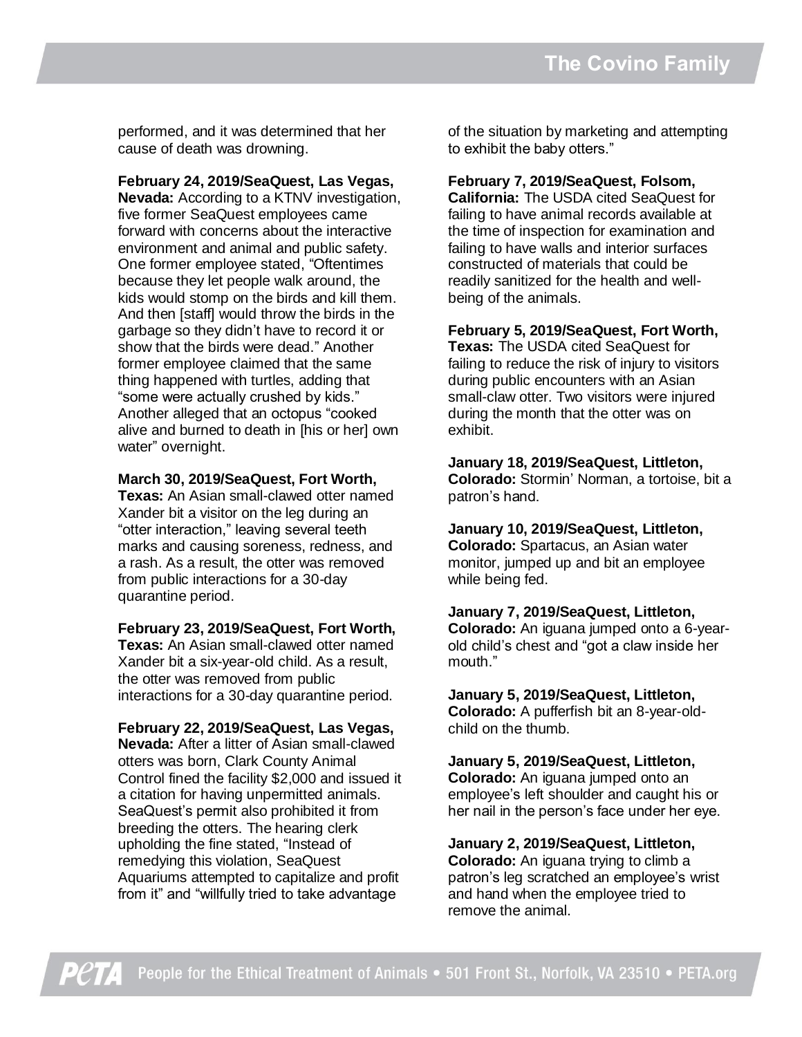performed, and it was determined that her cause of death was drowning.

**February 24, 2019/SeaQuest, Las Vegas, Nevada:** According to a KTNV investigation, five former SeaQuest employees came forward with concerns about the interactive environment and animal and public safety. One former employee stated, "Oftentimes because they let people walk around, the kids would stomp on the birds and kill them. And then [staff] would throw the birds in the garbage so they didn't have to record it or show that the birds were dead." Another former employee claimed that the same thing happened with turtles, adding that "some were actually crushed by kids." Another alleged that an octopus "cooked alive and burned to death in [his or her] own water" overnight.

**March 30, 2019/SeaQuest, Fort Worth, Texas:** An Asian small-clawed otter named Xander bit a visitor on the leg during an "otter interaction," leaving several teeth marks and causing soreness, redness, and a rash. As a result, the otter was removed from public interactions for a 30-day quarantine period.

**February 23, 2019/SeaQuest, Fort Worth, Texas:** An Asian small-clawed otter named Xander bit a six-year-old child. As a result, the otter was removed from public interactions for a 30-day quarantine period.

**February 22, 2019/SeaQuest, Las Vegas, Nevada:** After a litter of Asian small-clawed otters was born, Clark County Animal Control fined the facility $2,000 and issued it a citation for having unpermitted animals. SeaQuest's permit also prohibited it from breeding the otters. The hearing clerk upholding the fine stated, "Instead of remedying this violation, SeaQuest Aquariums attempted to capitalize and profit from it" and "willfully tried to take advantage of the situation by marketing and attempting to exhibit the baby otters."

**February 7, 2019/SeaQuest, Folsom, California:** The USDA cited SeaQuest for failing to have animal records available at the time of inspection for examination and failing to have walls and interior surfaces constructed of materials that could be readily sanitized for the health and well-being of the animals.

**February 5, 2019/SeaQuest, Fort Worth, Texas:** The USDA cited SeaQuest for failing to reduce the risk of injury to visitors during public encounters with an Asian small-claw otter. Two visitors were injured during the month that the otter was on exhibit.

**January 18, 2019/SeaQuest, Littleton, Colorado:** Stormin' Norman, a tortoise, bit a patron's hand.

**January 10, 2019/SeaQuest, Littleton, Colorado:** Spartacus, an Asian water monitor, jumped up and bit an employee while being fed.

**January 7, 2019/SeaQuest, Littleton, Colorado:** An iguana jumped onto a 6-year-old child's chest and "got a claw inside her mouth."

**January 5, 2019/SeaQuest, Littleton, Colorado:** A pufferfish bit an 8-year-old-child on the thumb.

**January 5, 2019/SeaQuest, Littleton, Colorado:** An iguana jumped onto an employee's left shoulder and caught his or her nail in the person's face under her eye.

**January 2, 2019/SeaQuest, Littleton, Colorado:** An iguana trying to climb a patron's leg scratched an employee's wrist and hand when the employee tried to remove the animal.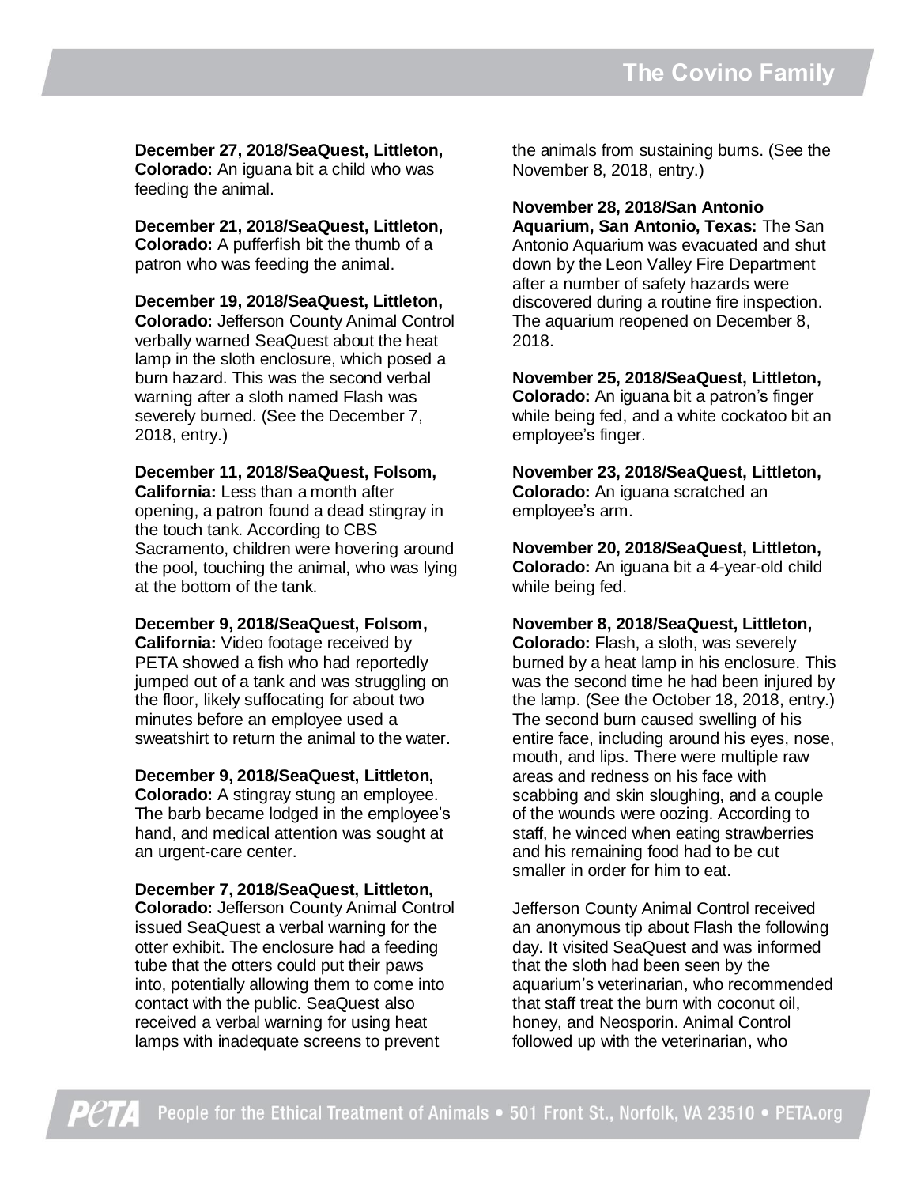**December 27, 2018/SeaQuest, Littleton, Colorado:** An iguana bit a child who was feeding the animal.

**December 21, 2018/SeaQuest, Littleton, Colorado:** A pufferfish bit the thumb of a patron who was feeding the animal.

**December 19, 2018/SeaQuest, Littleton, Colorado:** Jefferson County Animal Control verbally warned SeaQuest about the heat lamp in the sloth enclosure, which posed a burn hazard. This was the second verbal warning after a sloth named Flash was severely burned. (See the December 7, 2018, entry.)

**December 11, 2018/SeaQuest, Folsom, California:** Less than a month after opening, a patron found a dead stingray in the touch tank. According to CBS Sacramento, children were hovering around the pool, touching the animal, who was lying at the bottom of the tank.

**December 9, 2018/SeaQuest, Folsom, California:** Video footage received by PETA showed a fish who had reportedly jumped out of a tank and was struggling on the floor, likely suffocating for about two minutes before an employee used a sweatshirt to return the animal to the water.

**December 9, 2018/SeaQuest, Littleton, Colorado:** A stingray stung an employee. The barb became lodged in the employee's hand, and medical attention was sought at an urgent-care center.

**December 7, 2018/SeaQuest, Littleton, Colorado:** Jefferson County Animal Control issued SeaQuest a verbal warning for the otter exhibit. The enclosure had a feeding tube that the otters could put their paws into, potentially allowing them to come into contact with the public. SeaQuest also received a verbal warning for using heat lamps with inadequate screens to prevent the animals from sustaining burns. (See the November 8, 2018, entry.)

**November 28, 2018/San Antonio Aquarium, San Antonio, Texas:** The San Antonio Aquarium was evacuated and shut down by the Leon Valley Fire Department after a number of safety hazards were discovered during a routine fire inspection. The aquarium reopened on December 8, 2018.

**November 25, 2018/SeaQuest, Littleton, Colorado:** An iguana bit a patron's finger while being fed, and a white cockatoo bit an employee's finger.

**November 23, 2018/SeaQuest, Littleton, Colorado:** An iguana scratched an employee's arm.

**November 20, 2018/SeaQuest, Littleton, Colorado:** An iguana bit a 4-year-old child while being fed.

**November 8, 2018/SeaQuest, Littleton, Colorado:** Flash, a sloth, was severely burned by a heat lamp in his enclosure. This was the second time he had been injured by the lamp. (See the October 18, 2018, entry.) The second burn caused swelling of his entire face, including around his eyes, nose, mouth, and lips. There were multiple raw areas and redness on his face with scabbing and skin sloughing, and a couple of the wounds were oozing. According to staff, he winced when eating strawberries and his remaining food had to be cut smaller in order for him to eat.

Jefferson County Animal Control received an anonymous tip about Flash the following day. It visited SeaQuest and was informed that the sloth had been seen by the aquarium's veterinarian, who recommended that staff treat the burn with coconut oil, honey, and Neosporin. Animal Control followed up with the veterinarian, who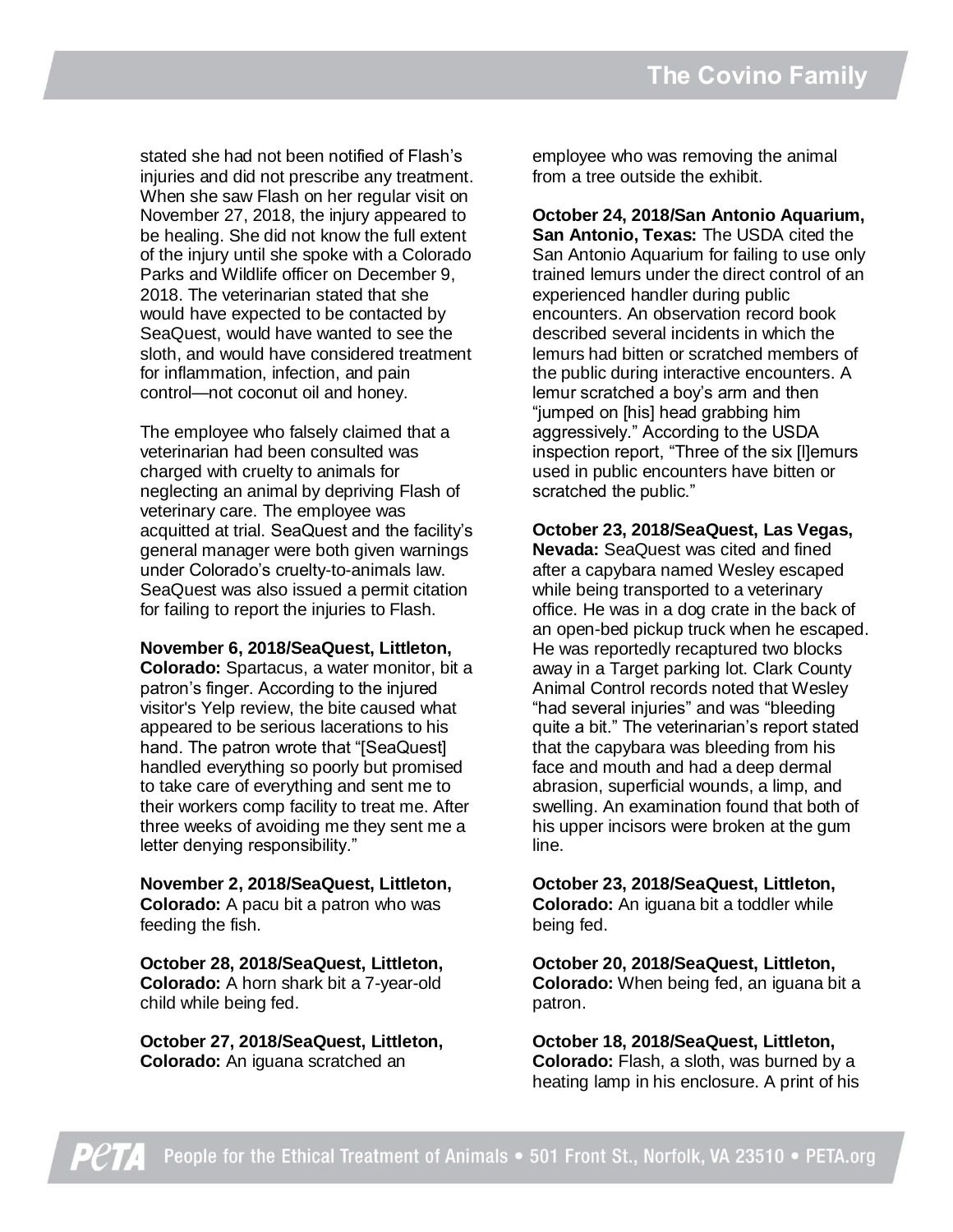stated she had not been notified of Flash's injuries and did not prescribe any treatment. When she saw Flash on her regular visit on November 27, 2018, the injury appeared to be healing. She did not know the full extent of the injury until she spoke with a Colorado Parks and Wildlife officer on December 9, 2018. The veterinarian stated that she would have expected to be contacted by SeaQuest, would have wanted to see the sloth, and would have considered treatment for inflammation, infection, and pain control—not coconut oil and honey.

The employee who falsely claimed that a veterinarian had been consulted was charged with cruelty to animals for neglecting an animal by depriving Flash of veterinary care. The employee was acquitted at trial. SeaQuest and the facility's general manager were both given warnings under Colorado's cruelty-to-animals law. SeaQuest was also issued a permit citation for failing to report the injuries to Flash.

**November 6, 2018/SeaQuest, Littleton, Colorado:** Spartacus, a water monitor, bit a patron's finger. According to the injured visitor's Yelp review, the bite caused what appeared to be serious lacerations to his hand. The patron wrote that "[SeaQuest] handled everything so poorly but promised to take care of everything and sent me to their workers comp facility to treat me. After three weeks of avoiding me they sent me a letter denying responsibility."

**November 2, 2018/SeaQuest, Littleton, Colorado:** A pacu bit a patron who was feeding the fish.

**October 28, 2018/SeaQuest, Littleton, Colorado:** A horn shark bit a 7-year-old child while being fed.

**October 27, 2018/SeaQuest, Littleton, Colorado:** An iguana scratched an employee who was removing the animal from a tree outside the exhibit.

**October 24, 2018/San Antonio Aquarium, San Antonio, Texas:** The USDA cited the San Antonio Aquarium for failing to use only trained lemurs under the direct control of an experienced handler during public encounters. An observation record book described several incidents in which the lemurs had bitten or scratched members of the public during interactive encounters. A lemur scratched a boy's arm and then "jumped on [his] head grabbing him aggressively." According to the USDA inspection report, "Three of the six [l]emurs used in public encounters have bitten or scratched the public."

**October 23, 2018/SeaQuest, Las Vegas, Nevada:** SeaQuest was cited and fined after a capybara named Wesley escaped while being transported to a veterinary office. He was in a dog crate in the back of an open-bed pickup truck when he escaped. He was reportedly recaptured two blocks away in a Target parking lot. Clark County Animal Control records noted that Wesley "had several injuries" and was "bleeding quite a bit." The veterinarian's report stated that the capybara was bleeding from his face and mouth and had a deep dermal abrasion, superficial wounds, a limp, and swelling. An examination found that both of his upper incisors were broken at the gum line.

**October 23, 2018/SeaQuest, Littleton, Colorado:** An iguana bit a toddler while being fed.

**October 20, 2018/SeaQuest, Littleton, Colorado:** When being fed, an iguana bit a patron.

**October 18, 2018/SeaQuest, Littleton, Colorado:** Flash, a sloth, was burned by a heating lamp in his enclosure. A print of his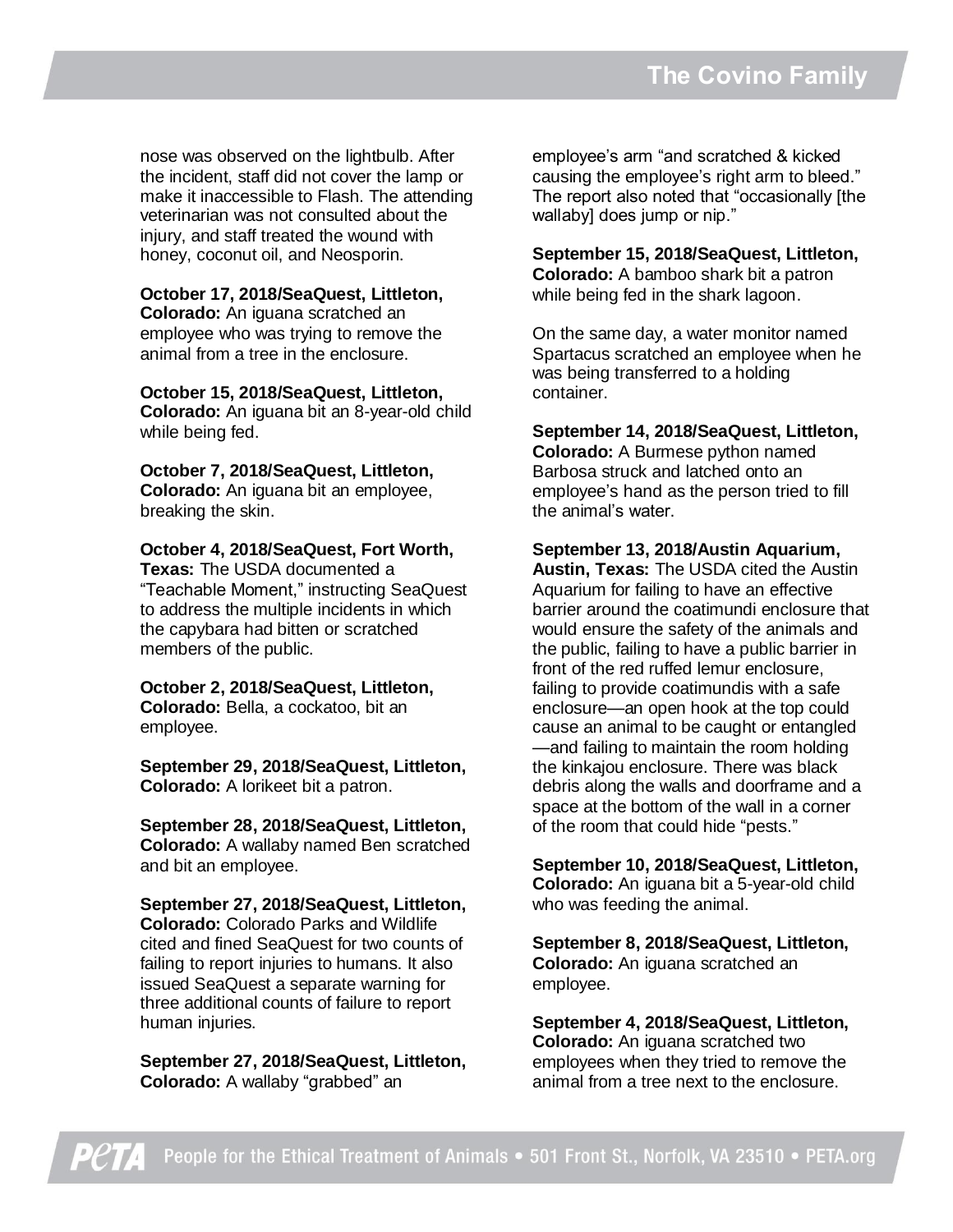nose was observed on the lightbulb. After the incident, staff did not cover the lamp or make it inaccessible to Flash. The attending veterinarian was not consulted about the injury, and staff treated the wound with honey, coconut oil, and Neosporin.

**October 17, 2018/SeaQuest, Littleton, Colorado:** An iguana scratched an employee who was trying to remove the animal from a tree in the enclosure.

**October 15, 2018/SeaQuest, Littleton, Colorado:** An iguana bit an 8-year-old child while being fed.

**October 7, 2018/SeaQuest, Littleton, Colorado:** An iguana bit an employee, breaking the skin.

**October 4, 2018/SeaQuest, Fort Worth, Texas:** The USDA documented a "Teachable Moment," instructing SeaQuest to address the multiple incidents in which the capybara had bitten or scratched members of the public.

**October 2, 2018/SeaQuest, Littleton, Colorado:** Bella, a cockatoo, bit an employee.

**September 29, 2018/SeaQuest, Littleton, Colorado:** A lorikeet bit a patron.

**September 28, 2018/SeaQuest, Littleton, Colorado:** A wallaby named Ben scratched and bit an employee.

**September 27, 2018/SeaQuest, Littleton, Colorado:** Colorado Parks and Wildlife cited and fined SeaQuest for two counts of failing to report injuries to humans. It also issued SeaQuest a separate warning for three additional counts of failure to report human injuries.

**September 27, 2018/SeaQuest, Littleton, Colorado:** A wallaby "grabbed" an employee's arm "and scratched & kicked causing the employee's right arm to bleed." The report also noted that "occasionally [the wallaby] does jump or nip."

**September 15, 2018/SeaQuest, Littleton, Colorado:** A bamboo shark bit a patron while being fed in the shark lagoon.

On the same day, a water monitor named Spartacus scratched an employee when he was being transferred to a holding container.

**September 14, 2018/SeaQuest, Littleton, Colorado:** A Burmese python named Barbosa struck and latched onto an employee's hand as the person tried to fill the animal's water.

**September 13, 2018/Austin Aquarium, Austin, Texas:** The USDA cited the Austin Aquarium for failing to have an effective barrier around the coatimundi enclosure that would ensure the safety of the animals and the public, failing to have a public barrier in front of the red ruffed lemur enclosure, failing to provide coatimundis with a safe enclosure—an open hook at the top could cause an animal to be caught or entangled—and failing to maintain the room holding the kinkajou enclosure. There was black debris along the walls and doorframe and a space at the bottom of the wall in a corner of the room that could hide "pests."

**September 10, 2018/SeaQuest, Littleton, Colorado:** An iguana bit a 5-year-old child who was feeding the animal.

**September 8, 2018/SeaQuest, Littleton, Colorado:** An iguana scratched an employee.

**September 4, 2018/SeaQuest, Littleton, Colorado:** An iguana scratched two employees when they tried to remove the animal from a tree next to the enclosure.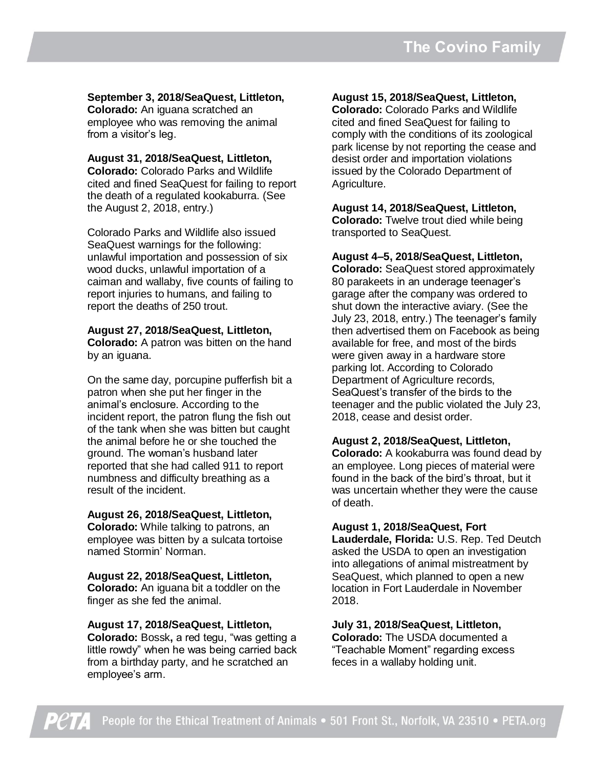**September 3, 2018/SeaQuest, Littleton, Colorado:** An iguana scratched an employee who was removing the animal from a visitor's leg.

**August 31, 2018/SeaQuest, Littleton, Colorado:** Colorado Parks and Wildlife cited and fined SeaQuest for failing to report the death of a regulated kookaburra. (See the August 2, 2018, entry.)

Colorado Parks and Wildlife also issued SeaQuest warnings for the following: unlawful importation and possession of six wood ducks, unlawful importation of a caiman and wallaby, five counts of failing to report injuries to humans, and failing to report the deaths of 250 trout.

**August 27, 2018/SeaQuest, Littleton, Colorado:** A patron was bitten on the hand by an iguana.

On the same day, porcupine pufferfish bit a patron when she put her finger in the animal's enclosure. According to the incident report, the patron flung the fish out of the tank when she was bitten but caught the animal before he or she touched the ground. The woman's husband later reported that she had called 911 to report numbness and difficulty breathing as a result of the incident.

**August 26, 2018/SeaQuest, Littleton, Colorado:** While talking to patrons, an employee was bitten by a sulcata tortoise named Stormin' Norman.

**August 22, 2018/SeaQuest, Littleton, Colorado:** An iguana bit a toddler on the finger as she fed the animal.

**August 17, 2018/SeaQuest, Littleton, Colorado:** Bossk**,** a red tegu, "was getting a little rowdy" when he was being carried back from a birthday party, and he scratched an employee's arm.

**August 15, 2018/SeaQuest, Littleton, Colorado:** Colorado Parks and Wildlife cited and fined SeaQuest for failing to comply with the conditions of its zoological park license by not reporting the cease and desist order and importation violations issued by the Colorado Department of Agriculture.

**August 14, 2018/SeaQuest, Littleton, Colorado:** Twelve trout died while being transported to SeaQuest.

**August 4–5, 2018/SeaQuest, Littleton, Colorado:** SeaQuest stored approximately 80 parakeets in an underage teenager's garage after the company was ordered to shut down the interactive aviary. (See the July 23, 2018, entry.) The teenager's family then advertised them on Facebook as being available for free, and most of the birds were given away in a hardware store parking lot. According to Colorado Department of Agriculture records, SeaQuest's transfer of the birds to the teenager and the public violated the July 23, 2018, cease and desist order.

**August 2, 2018/SeaQuest, Littleton, Colorado:** A kookaburra was found dead by an employee. Long pieces of material were found in the back of the bird's throat, but it was uncertain whether they were the cause of death.

**August 1, 2018/SeaQuest, Fort Lauderdale, Florida:** U.S. Rep. Ted Deutch asked the USDA to open an investigation into allegations of animal mistreatment by SeaQuest, which planned to open a new location in Fort Lauderdale in November 2018.

**July 31, 2018/SeaQuest, Littleton, Colorado:** The USDA documented a "Teachable Moment" regarding excess feces in a wallaby holding unit.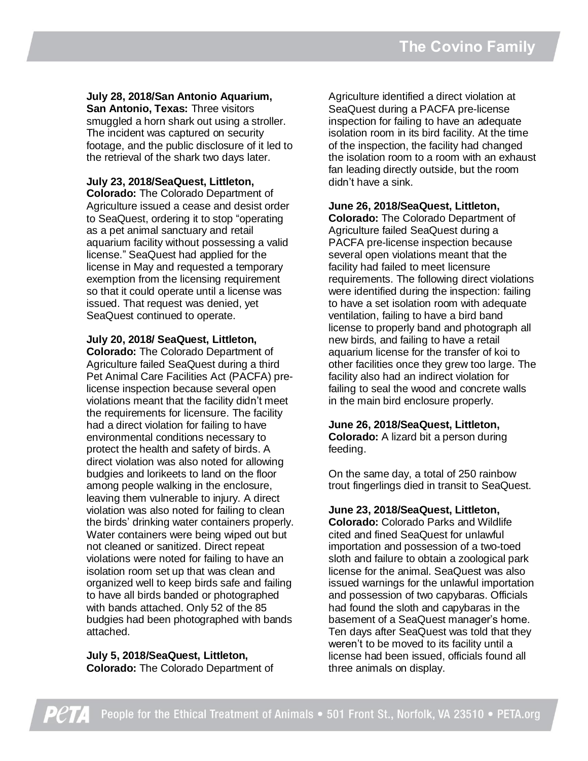**July 28, 2018/San Antonio Aquarium, San Antonio, Texas:** Three visitors smuggled a horn shark out using a stroller. The incident was captured on security footage, and the public disclosure of it led to the retrieval of the shark two days later.

**July 23, 2018/SeaQuest, Littleton, Colorado:** The Colorado Department of Agriculture issued a cease and desist order to SeaQuest, ordering it to stop "operating as a pet animal sanctuary and retail aquarium facility without possessing a valid license." SeaQuest had applied for the license in May and requested a temporary exemption from the licensing requirement so that it could operate until a license was issued. That request was denied, yet SeaQuest continued to operate.

**July 20, 2018/ SeaQuest, Littleton, Colorado:** The Colorado Department of Agriculture failed SeaQuest during a third Pet Animal Care Facilities Act (PACFA) pre-license inspection because several open violations meant that the facility didn't meet the requirements for licensure. The facility had a direct violation for failing to have environmental conditions necessary to protect the health and safety of birds. A direct violation was also noted for allowing budgies and lorikeets to land on the floor among people walking in the enclosure, leaving them vulnerable to injury. A direct violation was also noted for failing to clean the birds' drinking water containers properly. Water containers were being wiped out but not cleaned or sanitized. Direct repeat violations were noted for failing to have an isolation room set up that was clean and organized well to keep birds safe and failing to have all birds banded or photographed with bands attached. Only 52 of the 85 budgies had been photographed with bands attached.

**July 5, 2018/SeaQuest, Littleton, Colorado:** The Colorado Department of Agriculture identified a direct violation at SeaQuest during a PACFA pre-license inspection for failing to have an adequate isolation room in its bird facility. At the time of the inspection, the facility had changed the isolation room to a room with an exhaust fan leading directly outside, but the room didn't have a sink.

**June 26, 2018/SeaQuest, Littleton, Colorado:** The Colorado Department of Agriculture failed SeaQuest during a PACFA pre-license inspection because several open violations meant that the facility had failed to meet licensure requirements. The following direct violations were identified during the inspection: failing to have a set isolation room with adequate ventilation, failing to have a bird band license to properly band and photograph all new birds, and failing to have a retail aquarium license for the transfer of koi to other facilities once they grew too large. The facility also had an indirect violation for failing to seal the wood and concrete walls in the main bird enclosure properly.

**June 26, 2018/SeaQuest, Littleton, Colorado:** A lizard bit a person during feeding.

On the same day, a total of 250 rainbow trout fingerlings died in transit to SeaQuest.

**June 23, 2018/SeaQuest, Littleton, Colorado:** Colorado Parks and Wildlife cited and fined SeaQuest for unlawful importation and possession of a two-toed sloth and failure to obtain a zoological park license for the animal. SeaQuest was also issued warnings for the unlawful importation and possession of two capybaras. Officials had found the sloth and capybaras in the basement of a SeaQuest manager's home. Ten days after SeaQuest was told that they weren't to be moved to its facility until a license had been issued, officials found all three animals on display.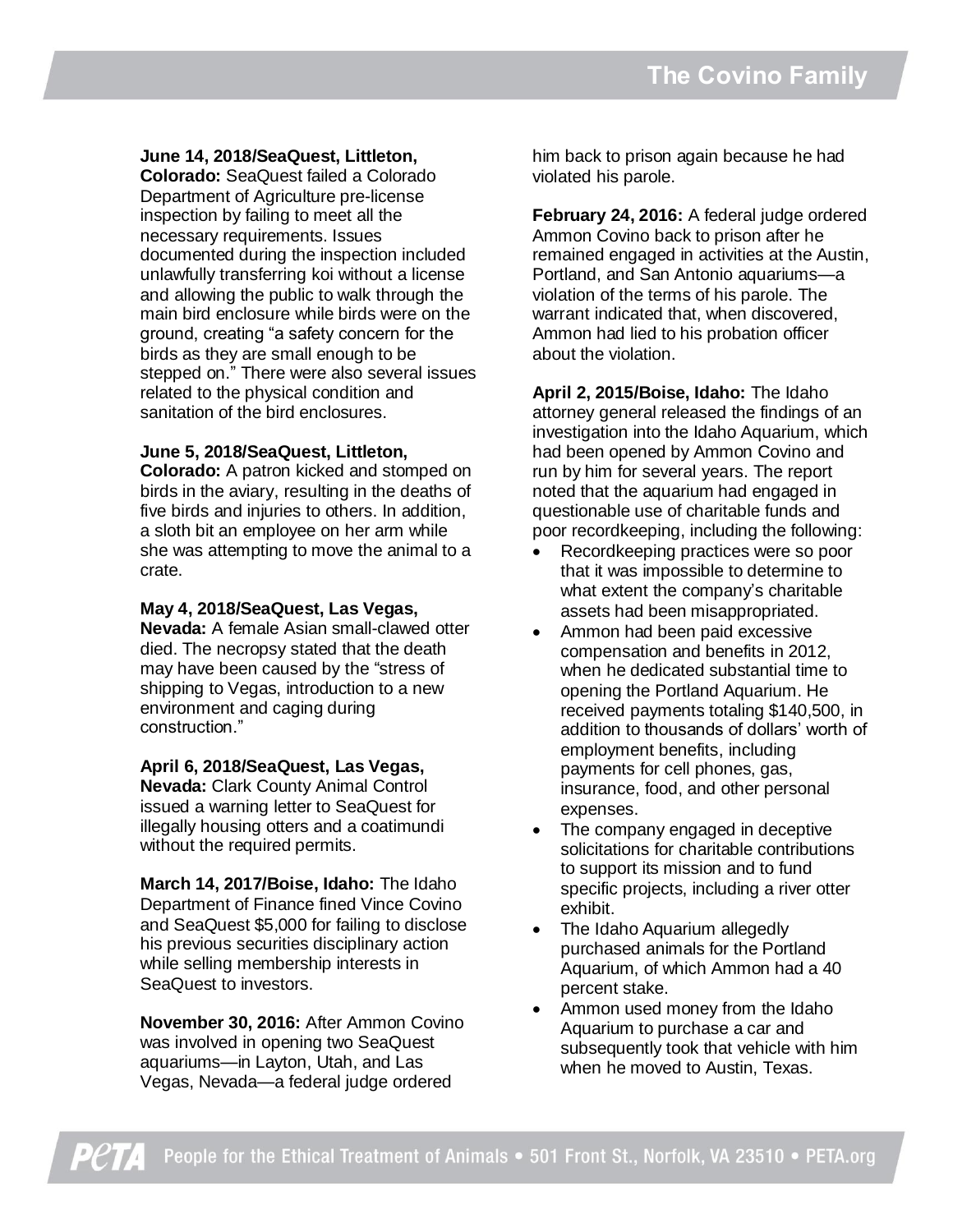**June 14, 2018/SeaQuest, Littleton, Colorado:** SeaQuest failed a Colorado Department of Agriculture pre-license inspection by failing to meet all the necessary requirements. Issues documented during the inspection included unlawfully transferring koi without a license and allowing the public to walk through the main bird enclosure while birds were on the ground, creating "a safety concern for the birds as they are small enough to be stepped on." There were also several issues related to the physical condition and sanitation of the bird enclosures.

**June 5, 2018/SeaQuest, Littleton, Colorado:** A patron kicked and stomped on birds in the aviary, resulting in the deaths of five birds and injuries to others. In addition, a sloth bit an employee on her arm while she was attempting to move the animal to a crate.

**May 4, 2018/SeaQuest, Las Vegas, Nevada:** A female Asian small-clawed otter died. The necropsy stated that the death may have been caused by the "stress of shipping to Vegas, introduction to a new environment and caging during construction."

**April 6, 2018/SeaQuest, Las Vegas, Nevada:** Clark County Animal Control issued a warning letter to SeaQuest for illegally housing otters and a coatimundi without the required permits.

**March 14, 2017/Boise, Idaho:** The Idaho Department of Finance fined Vince Covino and SeaQuest $5,000 for failing to disclose his previous securities disciplinary action while selling membership interests in SeaQuest to investors.

**November 30, 2016:** After Ammon Covino was involved in opening two SeaQuest aquariums—in Layton, Utah, and Las Vegas, Nevada—a federal judge ordered him back to prison again because he had violated his parole.

**February 24, 2016:** A federal judge ordered Ammon Covino back to prison after he remained engaged in activities at the Austin, Portland, and San Antonio aquariums—a violation of the terms of his parole. The warrant indicated that, when discovered, Ammon had lied to his probation officer about the violation.

**April 2, 2015/Boise, Idaho:** The Idaho attorney general released the findings of an investigation into the Idaho Aquarium, which had been opened by Ammon Covino and run by him for several years. The report noted that the aquarium had engaged in questionable use of charitable funds and poor recordkeeping, including the following:

- Recordkeeping practices were so poor that it was impossible to determine to what extent the company's charitable assets had been misappropriated.
- Ammon had been paid excessive compensation and benefits in 2012, when he dedicated substantial time to opening the Portland Aquarium. He received payments totaling $140,500, in addition to thousands of dollars' worth of employment benefits, including payments for cell phones, gas, insurance, food, and other personal expenses.
- The company engaged in deceptive solicitations for charitable contributions to support its mission and to fund specific projects, including a river otter exhibit.
- The Idaho Aquarium allegedly purchased animals for the Portland Aquarium, of which Ammon had a 40 percent stake.
- Ammon used money from the Idaho Aquarium to purchase a car and subsequently took that vehicle with him when he moved to Austin, Texas.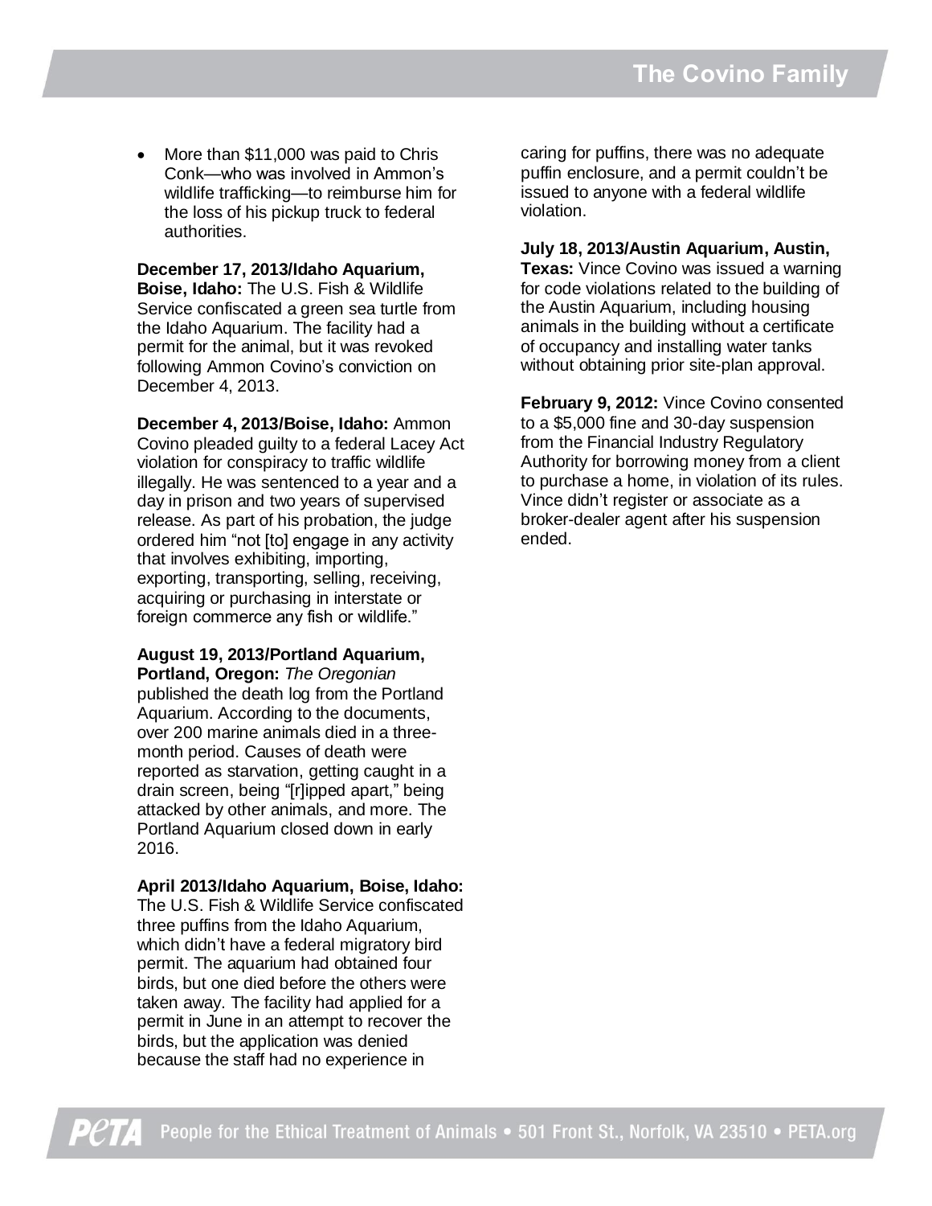- More than $11,000 was paid to Chris Conk—who was involved in Ammon's wildlife trafficking—to reimburse him for the loss of his pickup truck to federal authorities.

**December 17, 2013/Idaho Aquarium, Boise, Idaho:** The U.S. Fish & Wildlife Service confiscated a green sea turtle from the Idaho Aquarium. The facility had a permit for the animal, but it was revoked following Ammon Covino's conviction on December 4, 2013.

**December 4, 2013/Boise, Idaho:** Ammon Covino pleaded guilty to a federal Lacey Act violation for conspiracy to traffic wildlife illegally. He was sentenced to a year and a day in prison and two years of supervised release. As part of his probation, the judge ordered him "not [to] engage in any activity that involves exhibiting, importing, exporting, transporting, selling, receiving, acquiring or purchasing in interstate or foreign commerce any fish or wildlife."

**August 19, 2013/Portland Aquarium, Portland, Oregon:** *The Oregonian* published the death log from the Portland Aquarium. According to the documents, over 200 marine animals died in a three-month period. Causes of death were reported as starvation, getting caught in a drain screen, being "[r]ipped apart," being attacked by other animals, and more. The Portland Aquarium closed down in early 2016.

**April 2013/Idaho Aquarium, Boise, Idaho:** The U.S. Fish & Wildlife Service confiscated three puffins from the Idaho Aquarium, which didn't have a federal migratory bird permit. The aquarium had obtained four birds, but one died before the others were taken away. The facility had applied for a permit in June in an attempt to recover the birds, but the application was denied because the staff had no experience in caring for puffins, there was no adequate puffin enclosure, and a permit couldn't be issued to anyone with a federal wildlife violation.

**July 18, 2013/Austin Aquarium, Austin, Texas:** Vince Covino was issued a warning for code violations related to the building of the Austin Aquarium, including housing animals in the building without a certificate of occupancy and installing water tanks without obtaining prior site-plan approval.

**February 9, 2012:** Vince Covino consented to a $5,000 fine and 30-day suspension from the Financial Industry Regulatory Authority for borrowing money from a client to purchase a home, in violation of its rules. Vince didn't register or associate as a broker-dealer agent after his suspension ended.